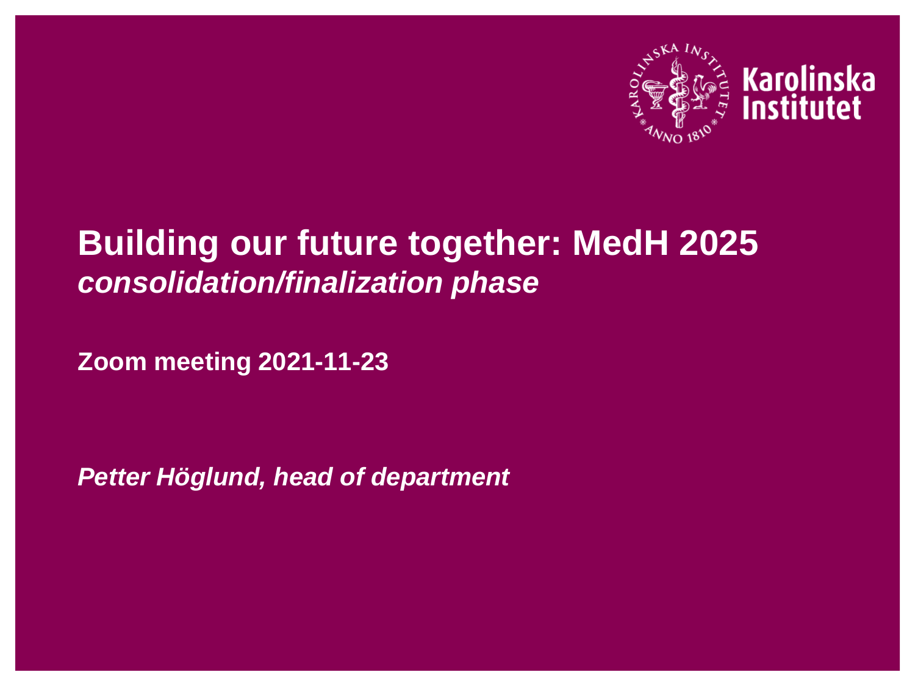# Building our future together: MedH 2025
## *consolidation/finalization phase*

**Zoom meeting 2021-11-23**

***Petter Höglund, head of department***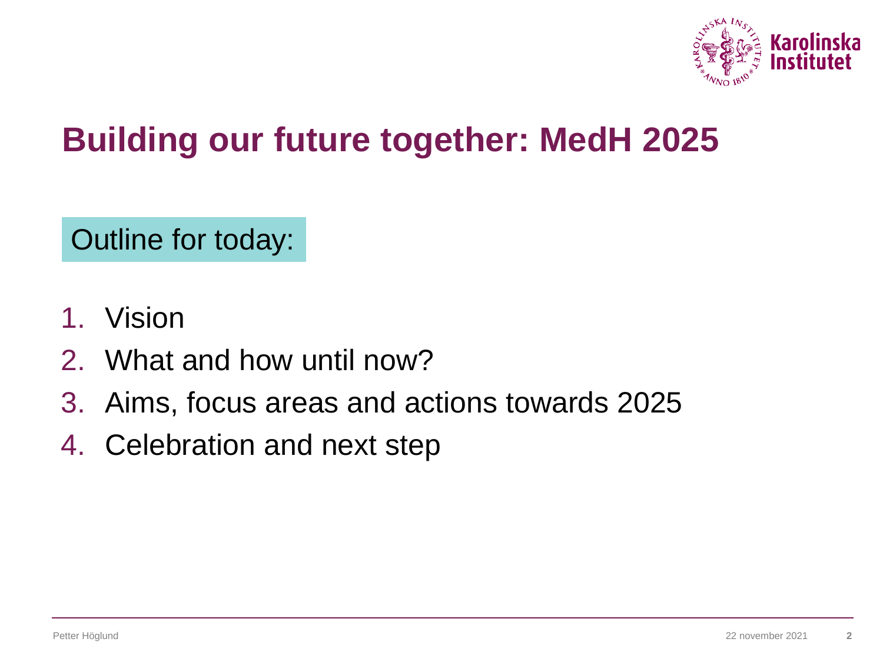# Building our future together: MedH 2025

Outline for today:

1. Vision
2. What and how until now?
3. Aims, focus areas and actions towards 2025
4. Celebration and next step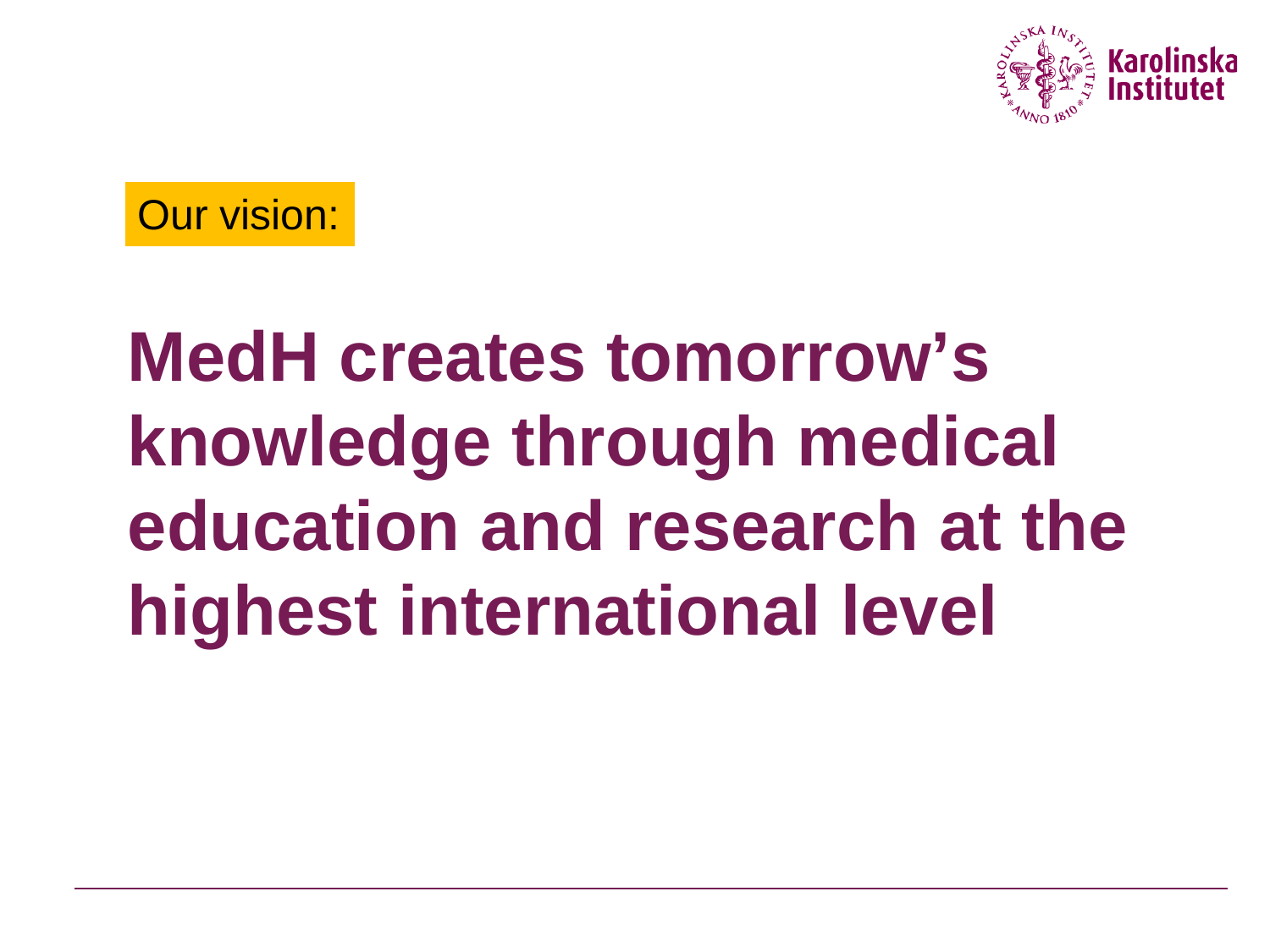Our vision:

# MedH creates tomorrow’s knowledge through medical education and research at the highest international level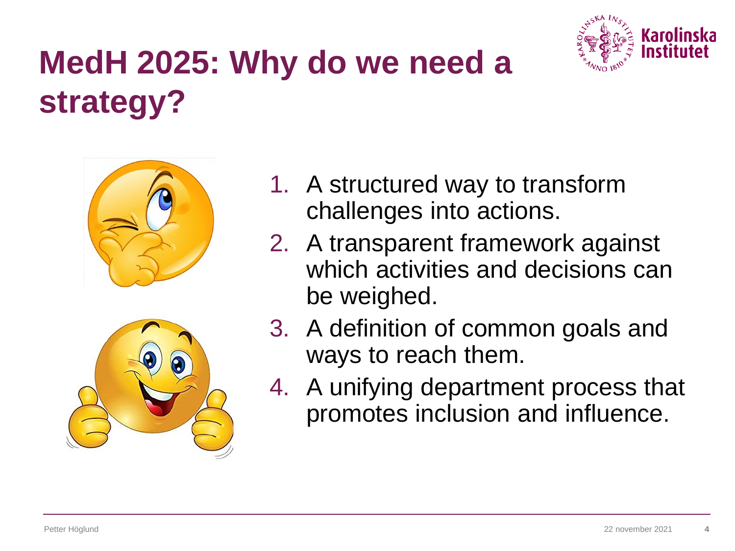# MedH 2025: Why do we need a strategy?

1. A structured way to transform challenges into actions.
2. A transparent framework against which activities and decisions can be weighed.
3. A definition of common goals and ways to reach them.
4. A unifying department process that promotes inclusion and influence.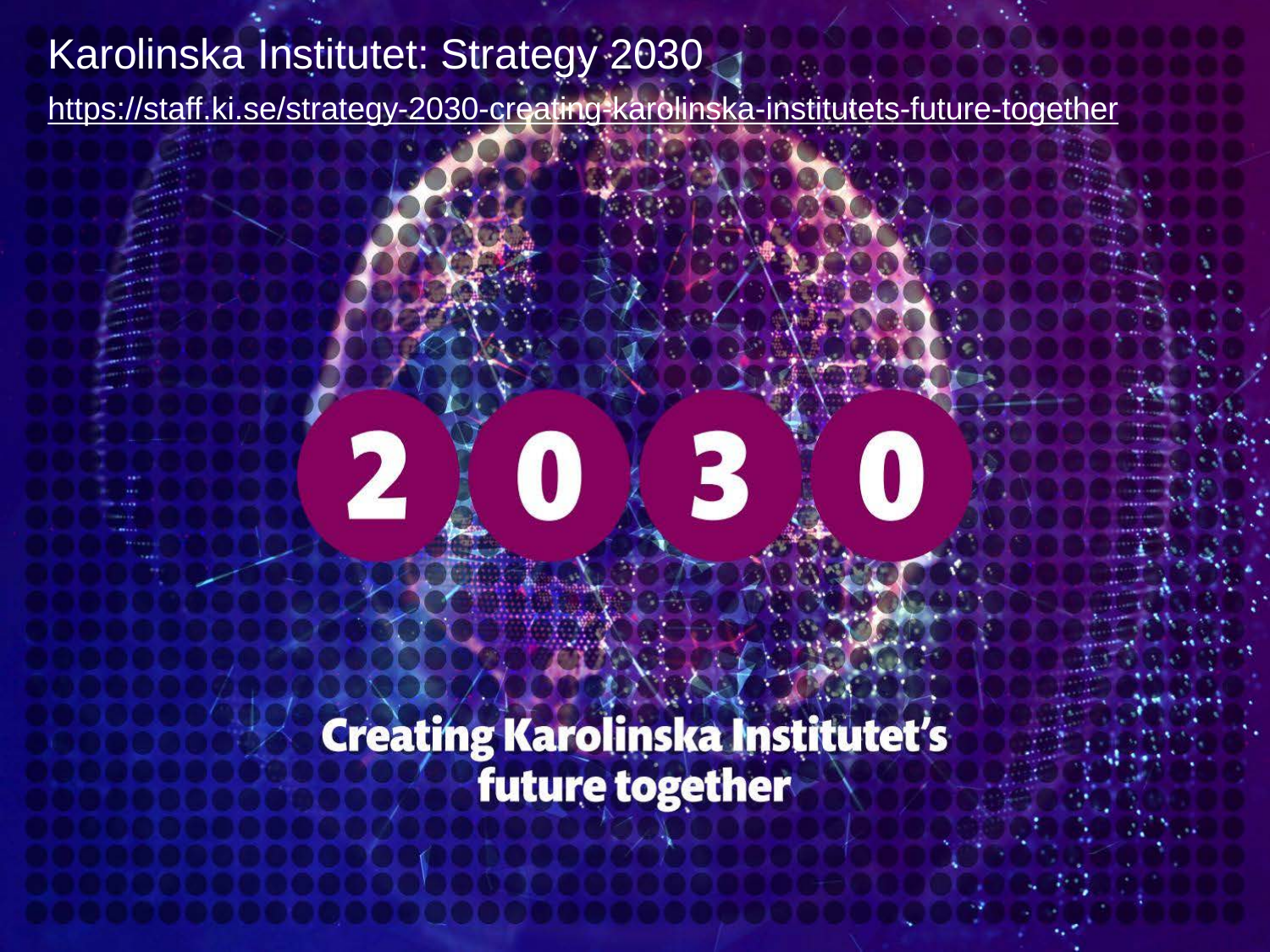# Karolinska Institutet: Strategy 2030

https://staff.ki.se/strategy-2030-creating-karolinska-institutets-future-together

2030

**Creating Karolinska Institutet's future together**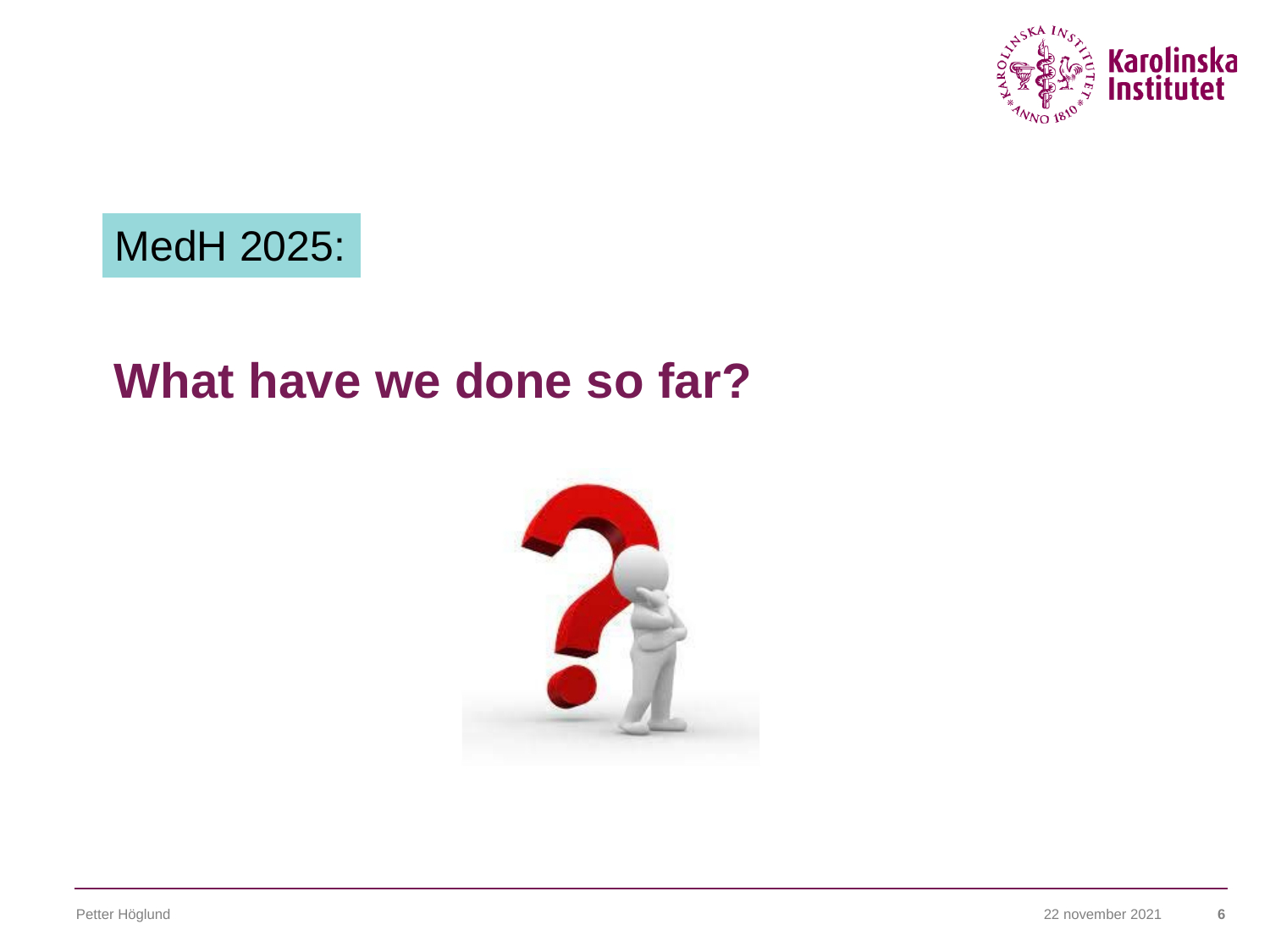MedH 2025:

# What have we done so far?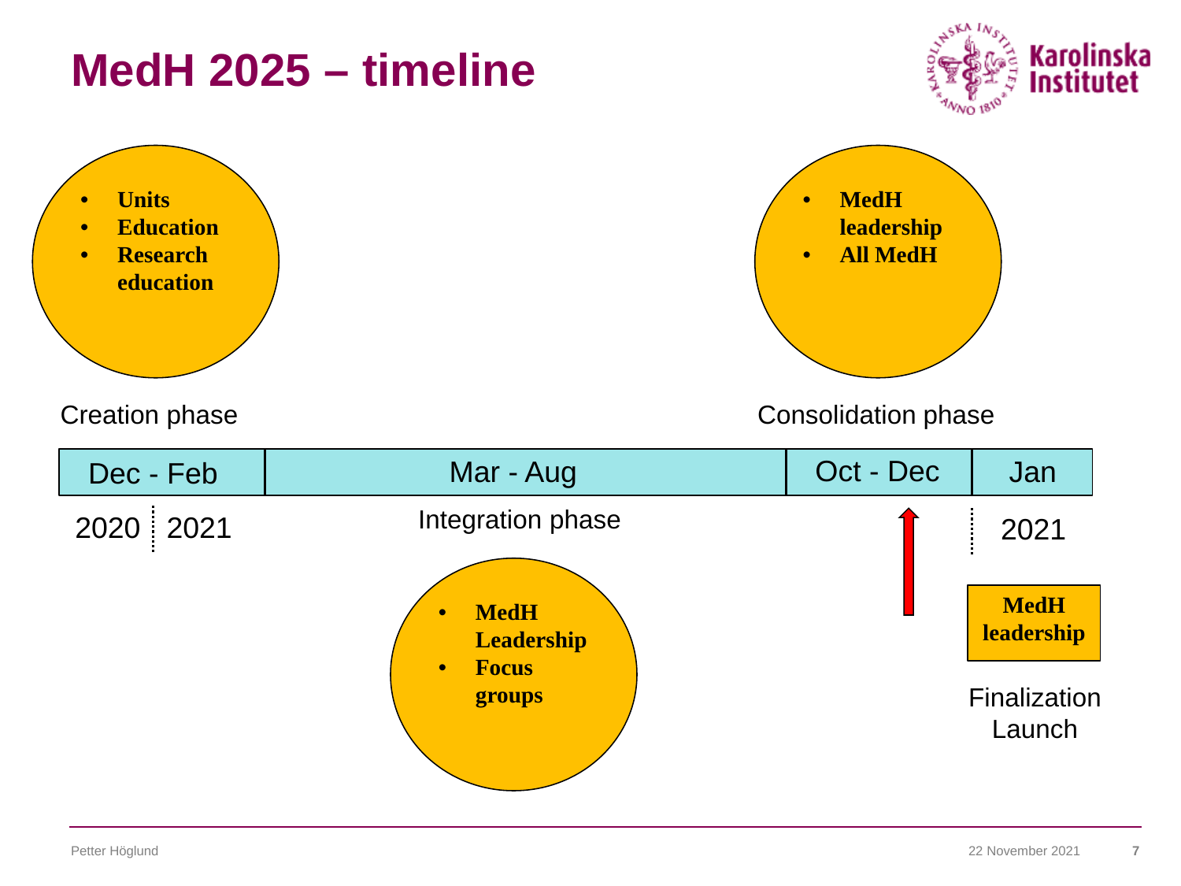# MedH 2025 – timeline

- Units
- Education
- Research education

Creation phase

- MedH leadership
- All MedH

Consolidation phase

Dec - Feb

Mar - Aug

Oct - Dec

Jan

2020 2021

Integration phase

2021

- MedH Leadership
- Focus groups

MedH leadership

Finalization
Launch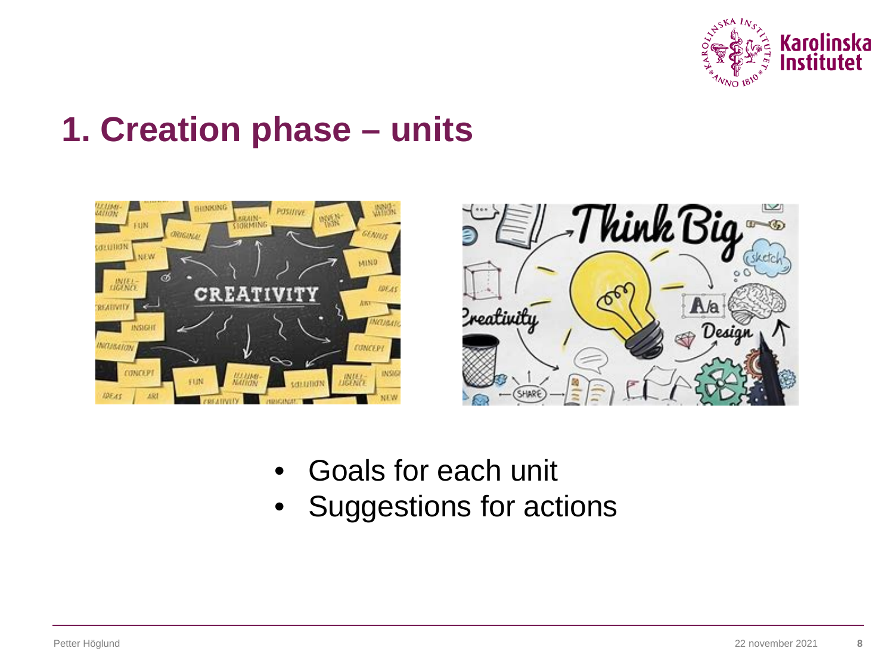# 1. Creation phase – units

- Goals for each unit
- Suggestions for actions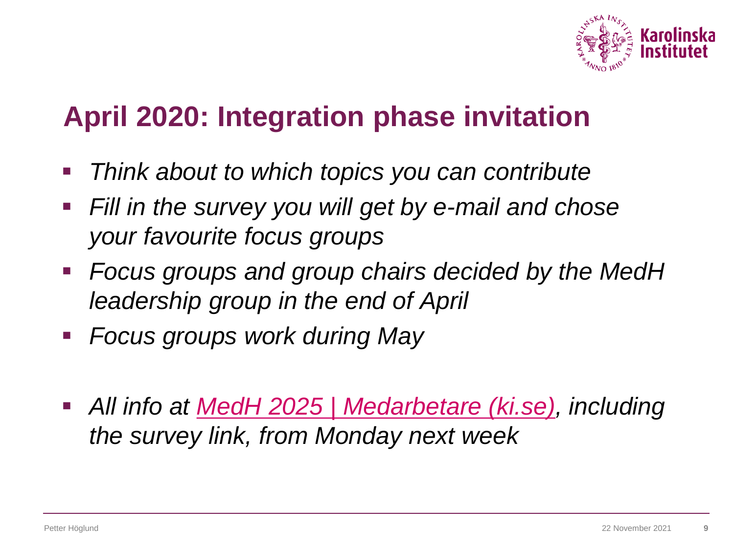# April 2020: Integration phase invitation

- *Think about to which topics you can contribute*
- *Fill in the survey you will get by e-mail and chose your favourite focus groups*
- *Focus groups and group chairs decided by the MedH leadership group in the end of April*
- *Focus groups work during May*

- *All info at MedH 2025 | Medarbetare (ki.se), including the survey link, from Monday next week*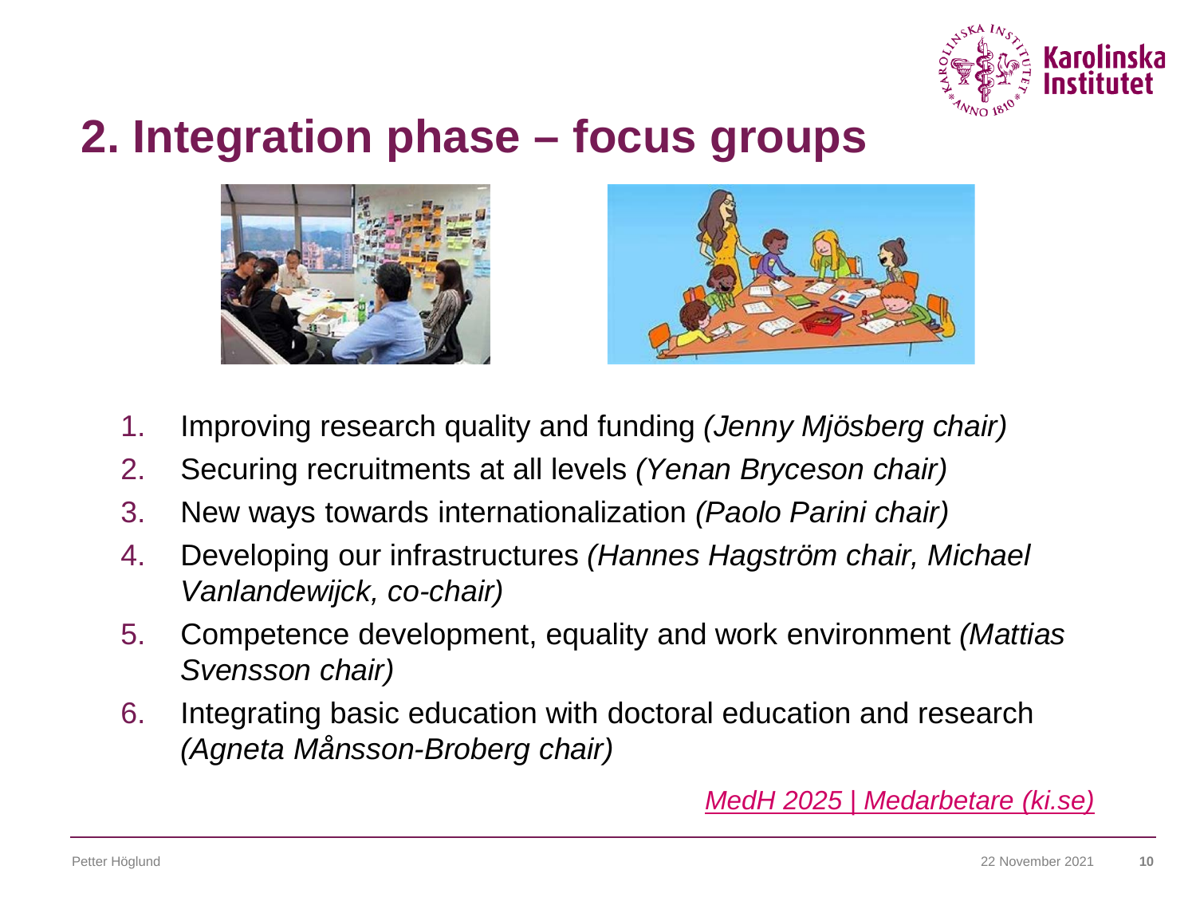# 2. Integration phase – focus groups

1. Improving research quality and funding *(Jenny Mjösberg chair)*
2. Securing recruitments at all levels *(Yenan Bryceson chair)*
3. New ways towards internationalization *(Paolo Parini chair)*
4. Developing our infrastructures *(Hannes Hagström chair, Michael Vanlandewijck, co-chair)*
5. Competence development, equality and work environment *(Mattias Svensson chair)*
6. Integrating basic education with doctoral education and research *(Agneta Månsson-Broberg chair)*

*MedH 2025 | Medarbetare (ki.se)*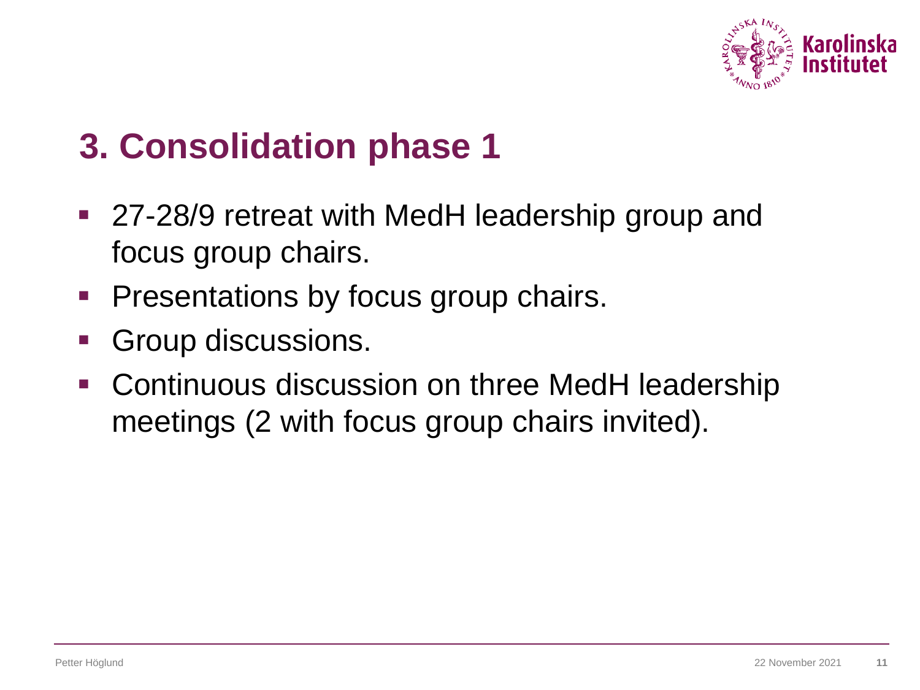# 3. Consolidation phase 1

- 27-28/9 retreat with MedH leadership group and focus group chairs.
- Presentations by focus group chairs.
- Group discussions.
- Continuous discussion on three MedH leadership meetings (2 with focus group chairs invited).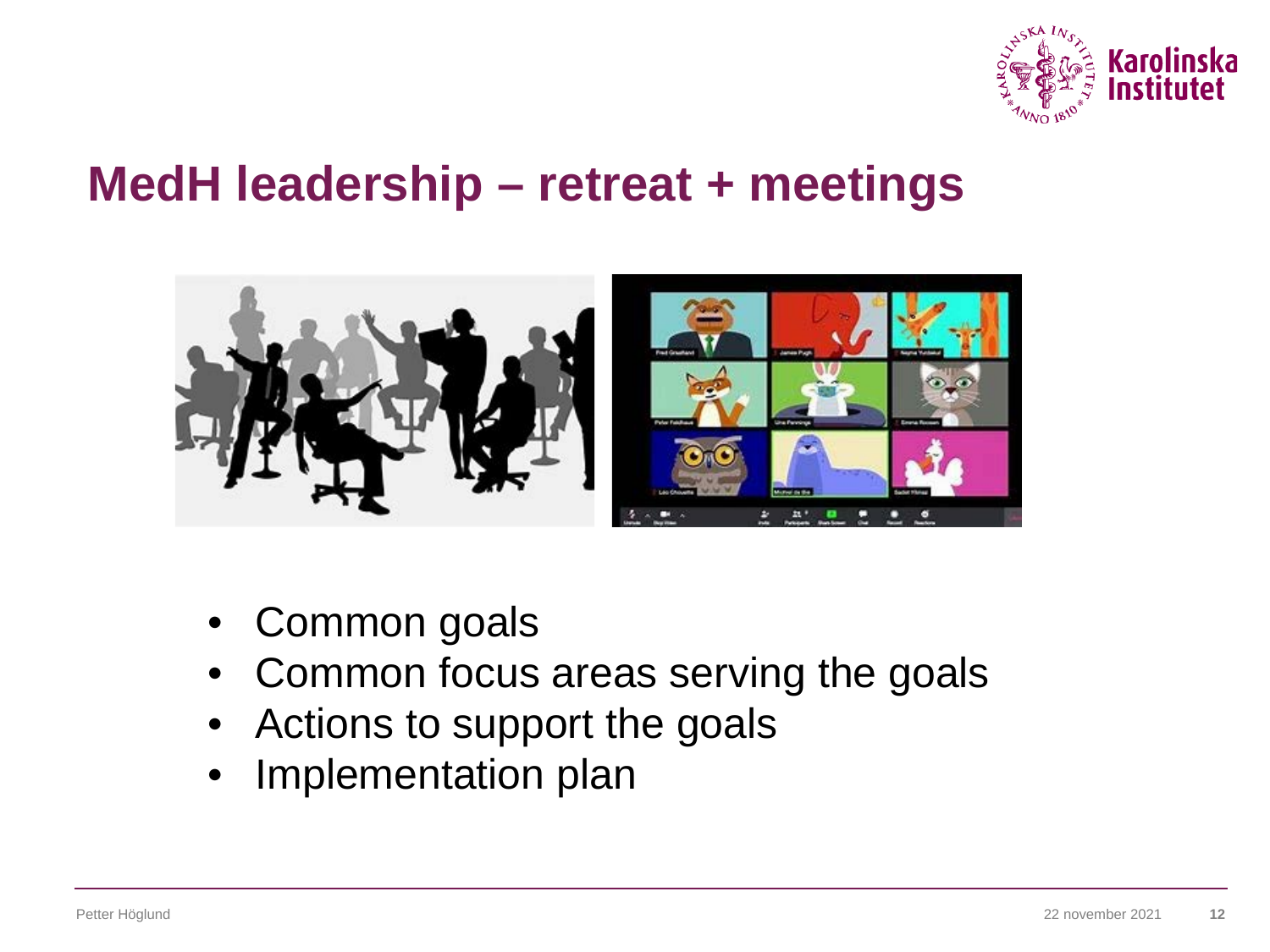# MedH leadership – retreat + meetings

- Common goals
- Common focus areas serving the goals
- Actions to support the goals
- Implementation plan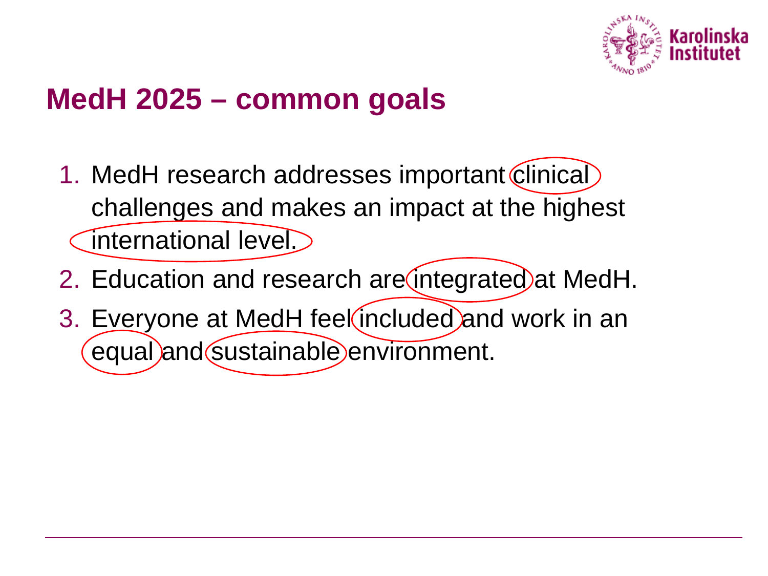# MedH 2025 – common goals

1. MedH research addresses important clinical challenges and makes an impact at the highest international level.
2. Education and research are integrated at MedH.
3. Everyone at MedH feel included and work in an equal and sustainable environment.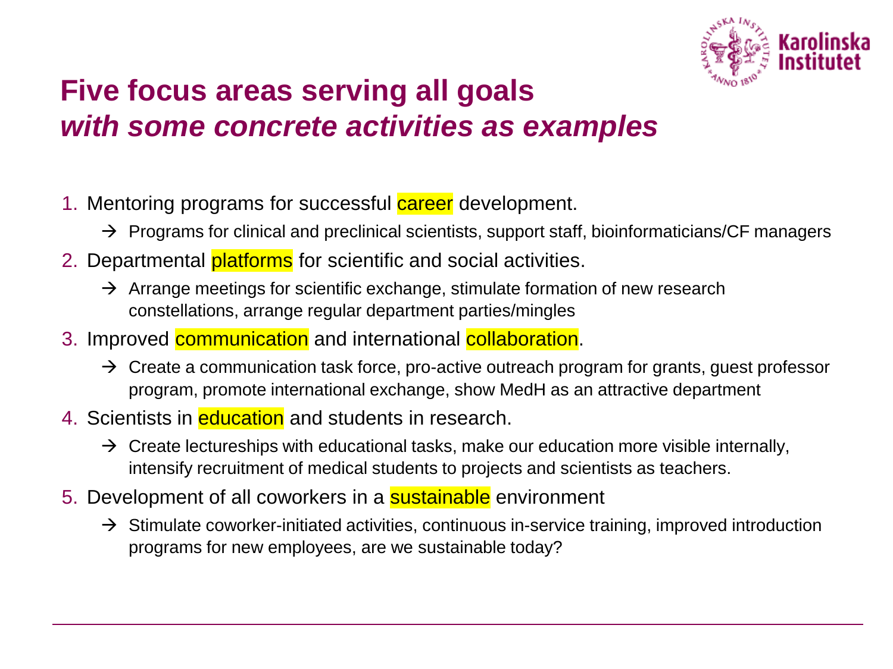# Five focus areas serving all goals
## *with some concrete activities as examples*

1. Mentoring programs for successful career development.
   → Programs for clinical and preclinical scientists, support staff, bioinformaticians/CF managers
2. Departmental platforms for scientific and social activities.
   → Arrange meetings for scientific exchange, stimulate formation of new research constellations, arrange regular department parties/mingles
3. Improved communication and international collaboration.
   → Create a communication task force, pro-active outreach program for grants, guest professor program, promote international exchange, show MedH as an attractive department
4. Scientists in education and students in research.
   → Create lectureships with educational tasks, make our education more visible internally, intensify recruitment of medical students to projects and scientists as teachers.
5. Development of all coworkers in a sustainable environment
   → Stimulate coworker-initiated activities, continuous in-service training, improved introduction programs for new employees, are we sustainable today?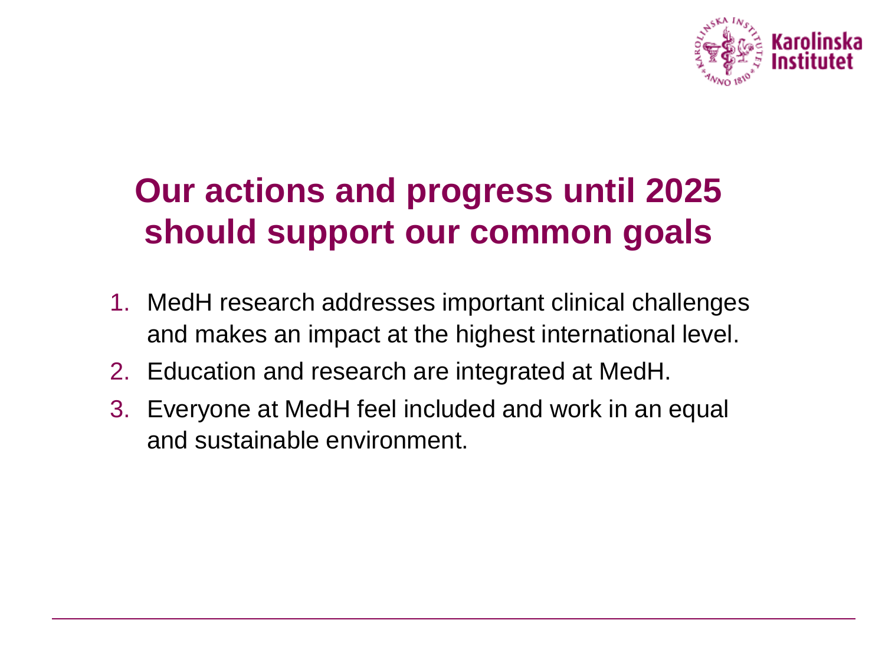# Our actions and progress until 2025 should support our common goals

1. MedH research addresses important clinical challenges and makes an impact at the highest international level.
2. Education and research are integrated at MedH.
3. Everyone at MedH feel included and work in an equal and sustainable environment.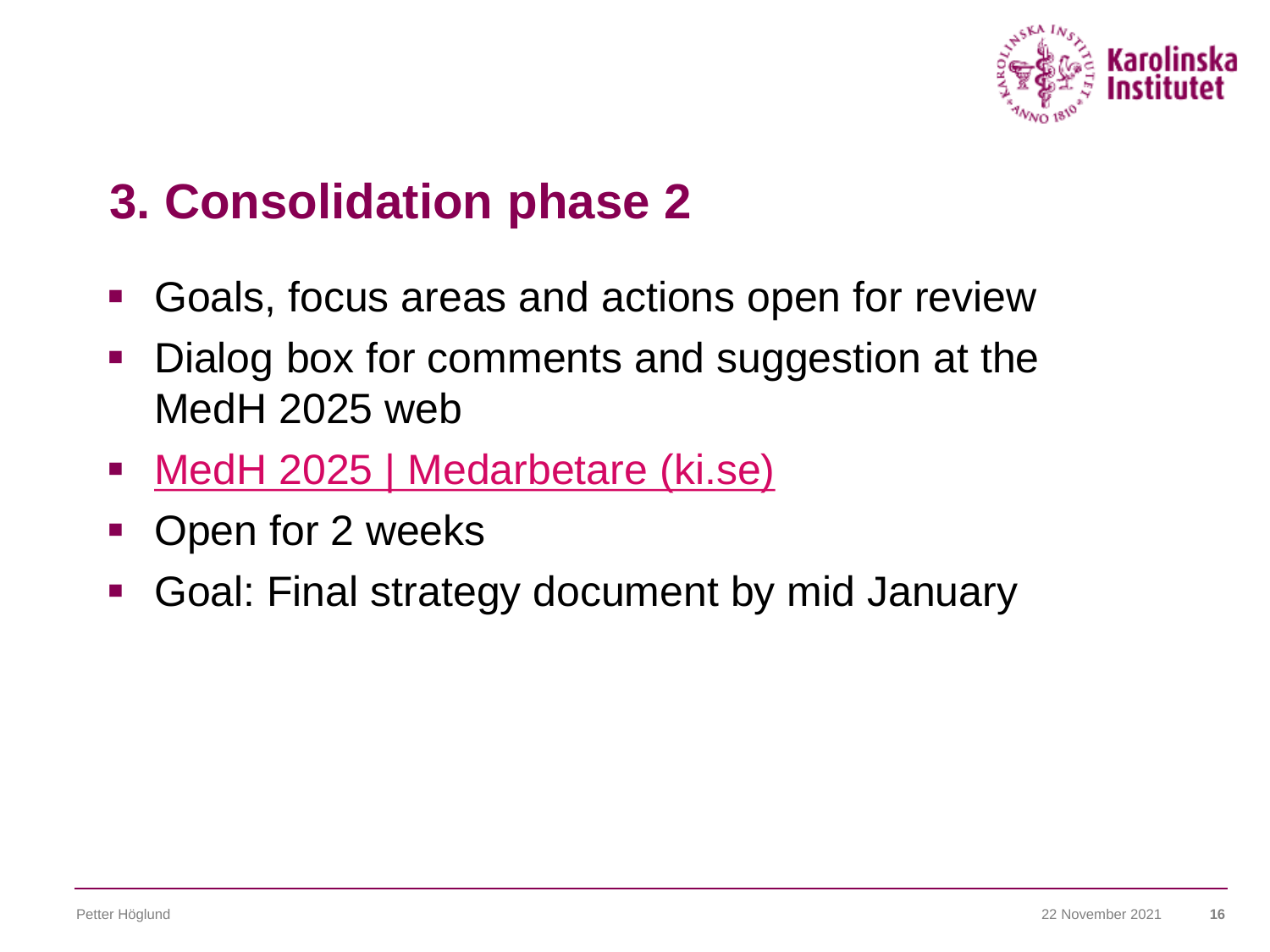# 3. Consolidation phase 2

- Goals, focus areas and actions open for review
- Dialog box for comments and suggestion at the MedH 2025 web
- MedH 2025 | Medarbetare (ki.se)
- Open for 2 weeks
- Goal: Final strategy document by mid January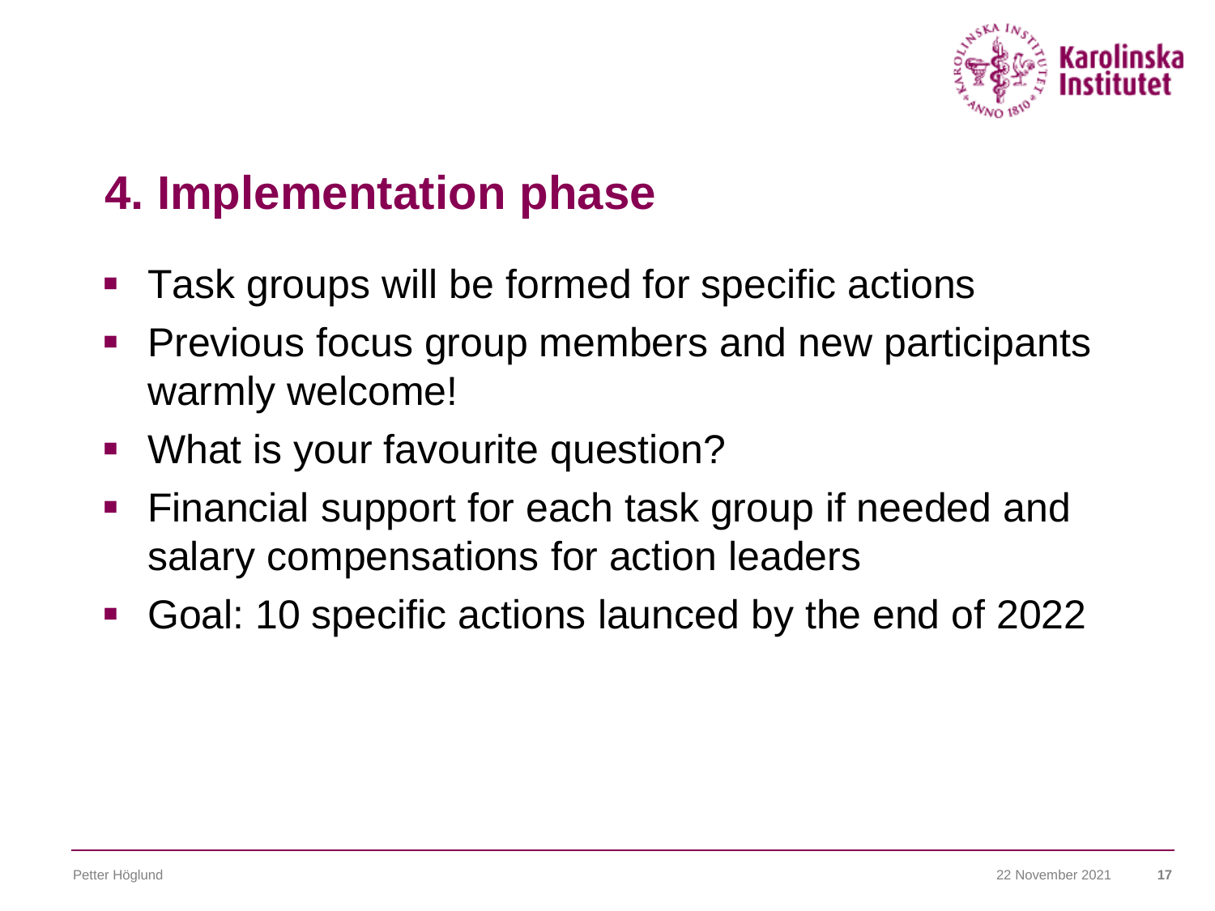# 4. Implementation phase

- Task groups will be formed for specific actions
- Previous focus group members and new participants warmly welcome!
- What is your favourite question?
- Financial support for each task group if needed and salary compensations for action leaders
- Goal: 10 specific actions launced by the end of 2022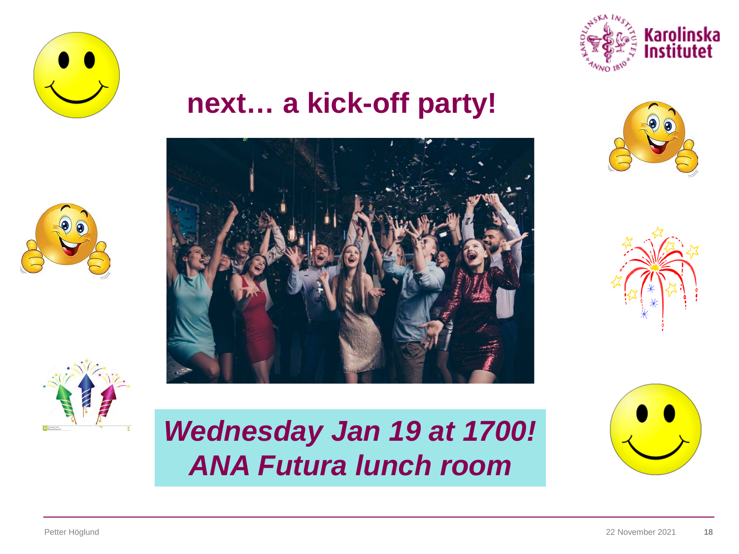# next… a kick-off party!

***Wednesday Jan 19 at 1700!***
***ANA Futura lunch room***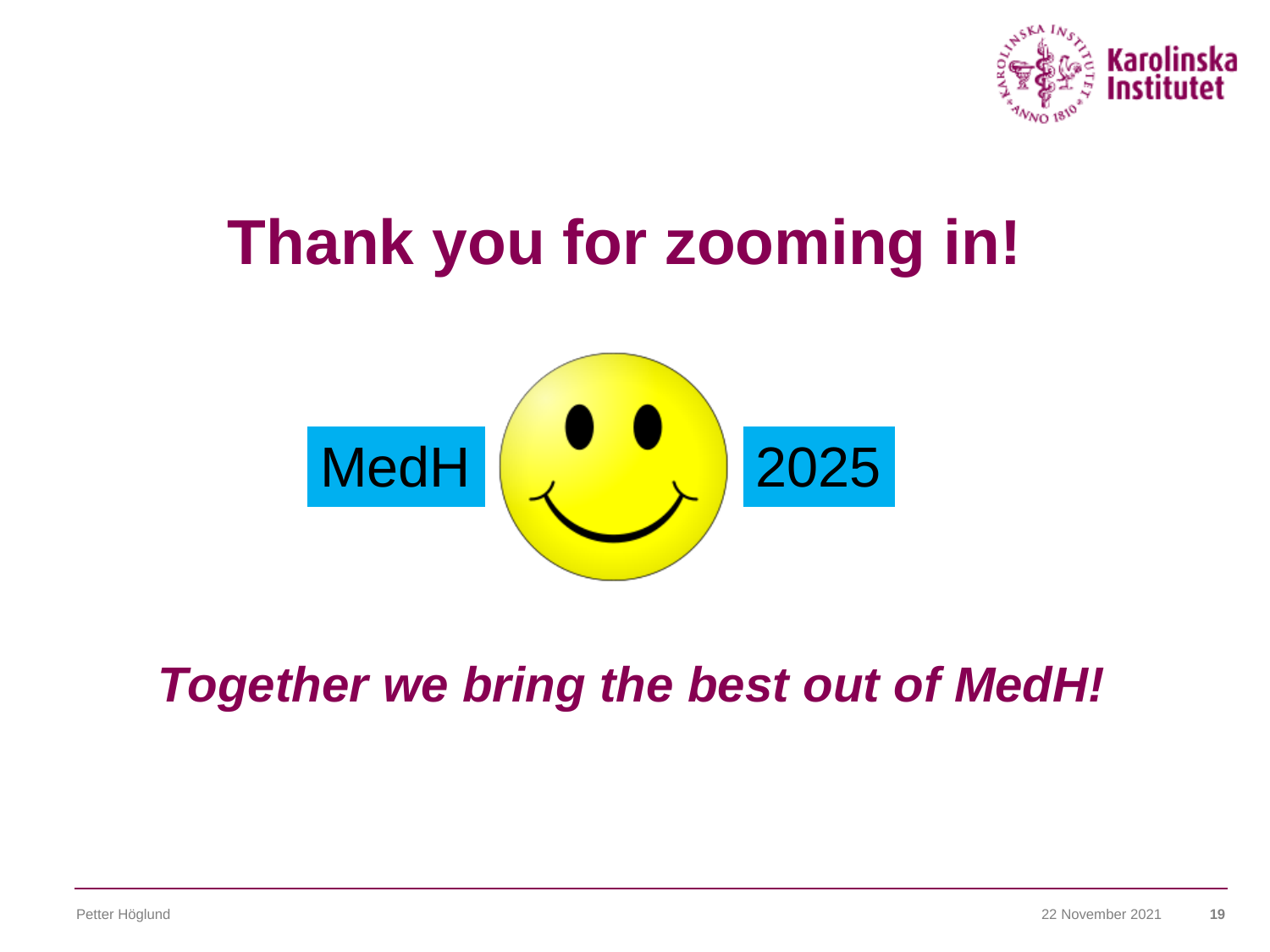# Thank you for zooming in!

MedH 2025

***Together we bring the best out of MedH!***